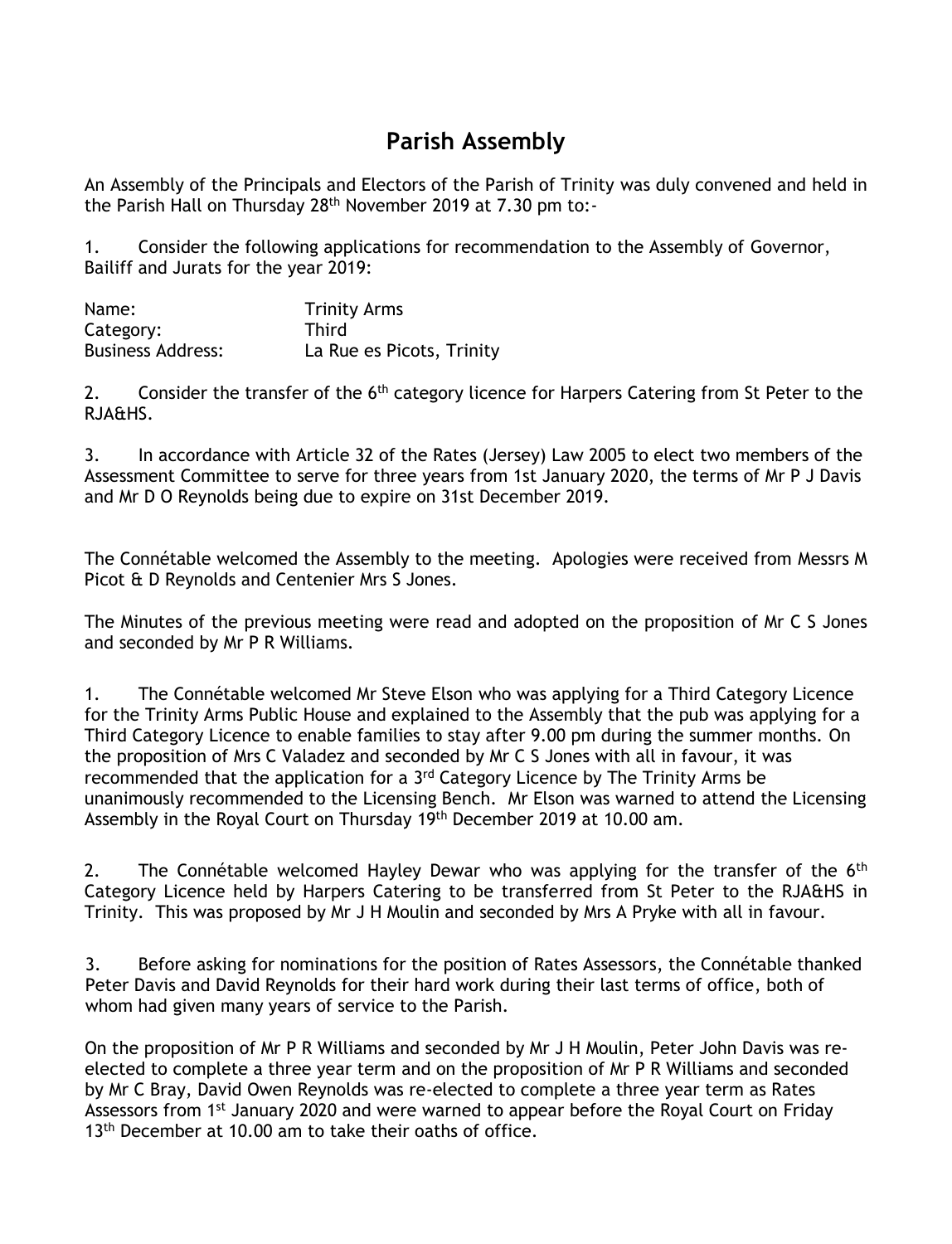# Parish Assembly

An Assembly of the Principals and Electors of the Parish of Trinity was duly convened and held in the Parish Hall on Thursday 28th November 2019 at 7.30 pm to:-

1. Consider the following applications for recommendation to the Assembly of Governor, Bailiff and Jurats for the year 2019:

| | |
|---|---|
| Name: | Trinity Arms |
| Category: | Third |
| Business Address: | La Rue es Picots, Trinity |

2. Consider the transfer of the 6th category licence for Harpers Catering from St Peter to the RJA&HS.

3. In accordance with Article 32 of the Rates (Jersey) Law 2005 to elect two members of the Assessment Committee to serve for three years from 1st January 2020, the terms of Mr P J Davis and Mr D O Reynolds being due to expire on 31st December 2019.

The Connétable welcomed the Assembly to the meeting. Apologies were received from Messrs M Picot & D Reynolds and Centenier Mrs S Jones.

The Minutes of the previous meeting were read and adopted on the proposition of Mr C S Jones and seconded by Mr P R Williams.

1. The Connétable welcomed Mr Steve Elson who was applying for a Third Category Licence for the Trinity Arms Public House and explained to the Assembly that the pub was applying for a Third Category Licence to enable families to stay after 9.00 pm during the summer months. On the proposition of Mrs C Valadez and seconded by Mr C S Jones with all in favour, it was recommended that the application for a 3rd Category Licence by The Trinity Arms be unanimously recommended to the Licensing Bench. Mr Elson was warned to attend the Licensing Assembly in the Royal Court on Thursday 19th December 2019 at 10.00 am.

2. The Connétable welcomed Hayley Dewar who was applying for the transfer of the 6th Category Licence held by Harpers Catering to be transferred from St Peter to the RJA&HS in Trinity. This was proposed by Mr J H Moulin and seconded by Mrs A Pryke with all in favour.

3. Before asking for nominations for the position of Rates Assessors, the Connétable thanked Peter Davis and David Reynolds for their hard work during their last terms of office, both of whom had given many years of service to the Parish.

On the proposition of Mr P R Williams and seconded by Mr J H Moulin, Peter John Davis was re-elected to complete a three year term and on the proposition of Mr P R Williams and seconded by Mr C Bray, David Owen Reynolds was re-elected to complete a three year term as Rates Assessors from 1st January 2020 and were warned to appear before the Royal Court on Friday 13th December at 10.00 am to take their oaths of office.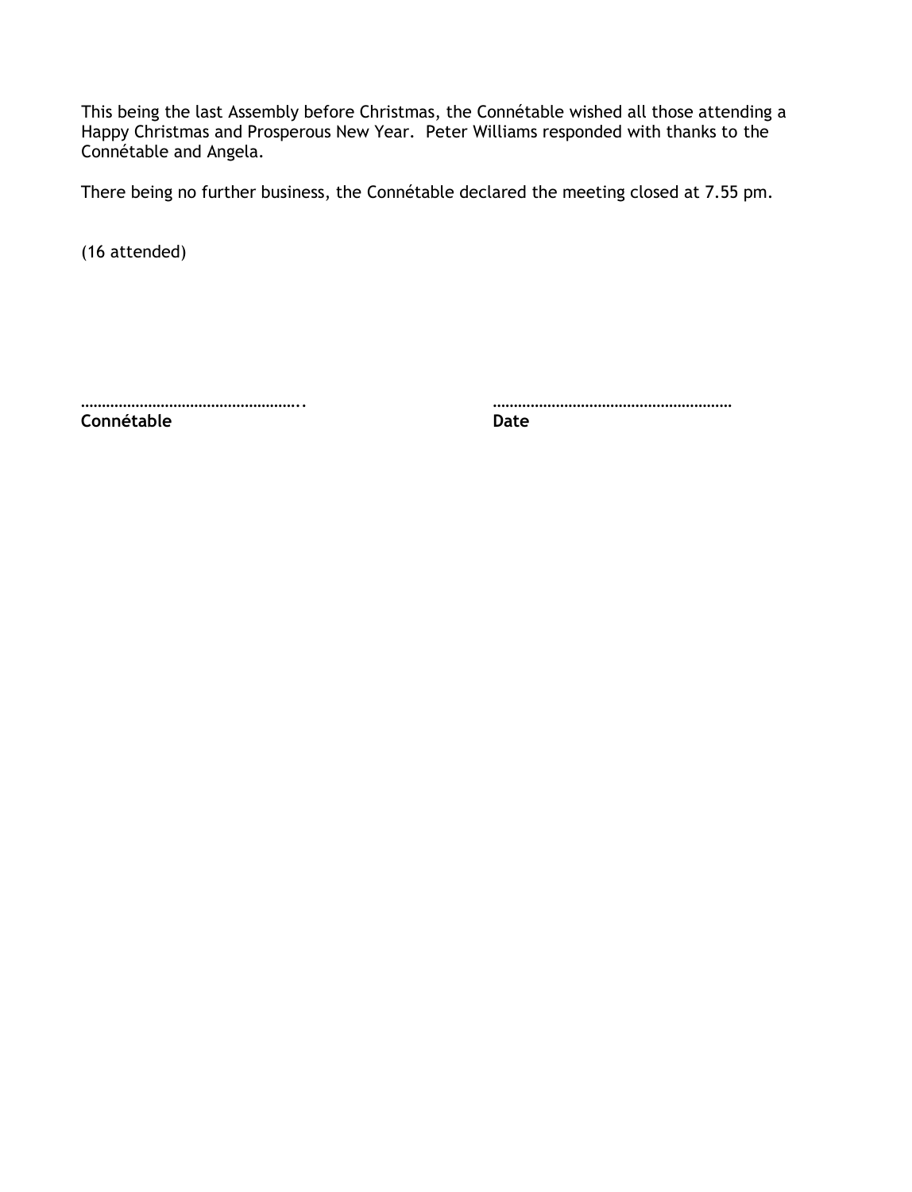This being the last Assembly before Christmas, the Connétable wished all those attending a Happy Christmas and Prosperous New Year. Peter Williams responded with thanks to the Connétable and Angela.

There being no further business, the Connétable declared the meeting closed at 7.55 pm.

(16 attended)

| | |
|---|---|
| ……………………………………………….. | ………………………………………………… |
| **Connétable** | **Date** |